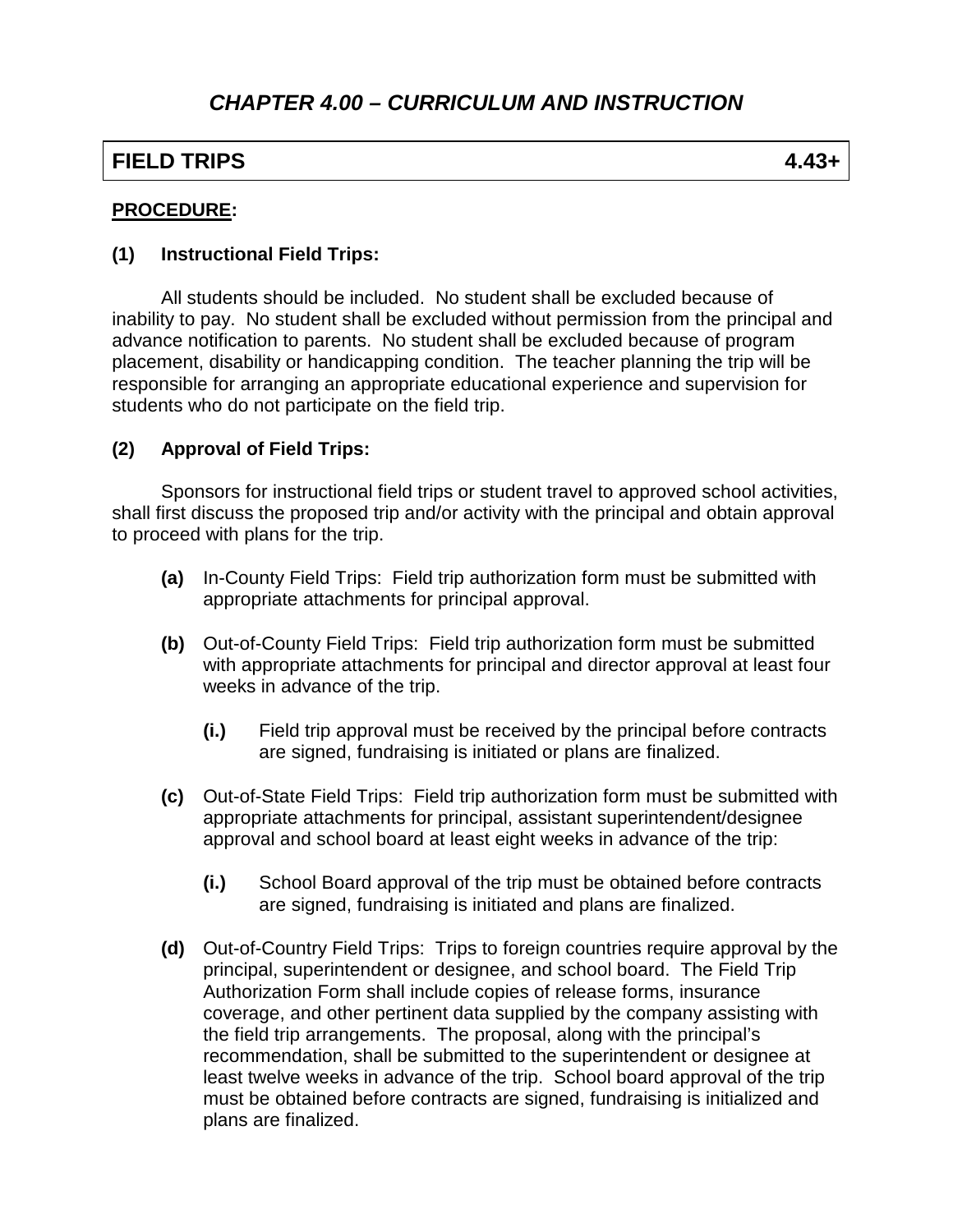# *CHAPTER 4.00 – CURRICULUM AND INSTRUCTION*

## FIELD TRIPS 4.43+

**<u>PROCEDURE</u>:**

**(1) Instructional Field Trips:**

All students should be included. No student shall be excluded because of inability to pay. No student shall be excluded without permission from the principal and advance notification to parents. No student shall be excluded because of program placement, disability or handicapping condition. The teacher planning the trip will be responsible for arranging an appropriate educational experience and supervision for students who do not participate on the field trip.

**(2) Approval of Field Trips:**

Sponsors for instructional field trips or student travel to approved school activities, shall first discuss the proposed trip and/or activity with the principal and obtain approval to proceed with plans for the trip.

- **(a)** In-County Field Trips: Field trip authorization form must be submitted with appropriate attachments for principal approval.

- **(b)** Out-of-County Field Trips: Field trip authorization form must be submitted with appropriate attachments for principal and director approval at least four weeks in advance of the trip.

  - **(i.)** Field trip approval must be received by the principal before contracts are signed, fundraising is initiated or plans are finalized.

- **(c)** Out-of-State Field Trips: Field trip authorization form must be submitted with appropriate attachments for principal, assistant superintendent/designee approval and school board at least eight weeks in advance of the trip:

  - **(i.)** School Board approval of the trip must be obtained before contracts are signed, fundraising is initiated and plans are finalized.

- **(d)** Out-of-Country Field Trips: Trips to foreign countries require approval by the principal, superintendent or designee, and school board. The Field Trip Authorization Form shall include copies of release forms, insurance coverage, and other pertinent data supplied by the company assisting with the field trip arrangements. The proposal, along with the principal's recommendation, shall be submitted to the superintendent or designee at least twelve weeks in advance of the trip. School board approval of the trip must be obtained before contracts are signed, fundraising is initialized and plans are finalized.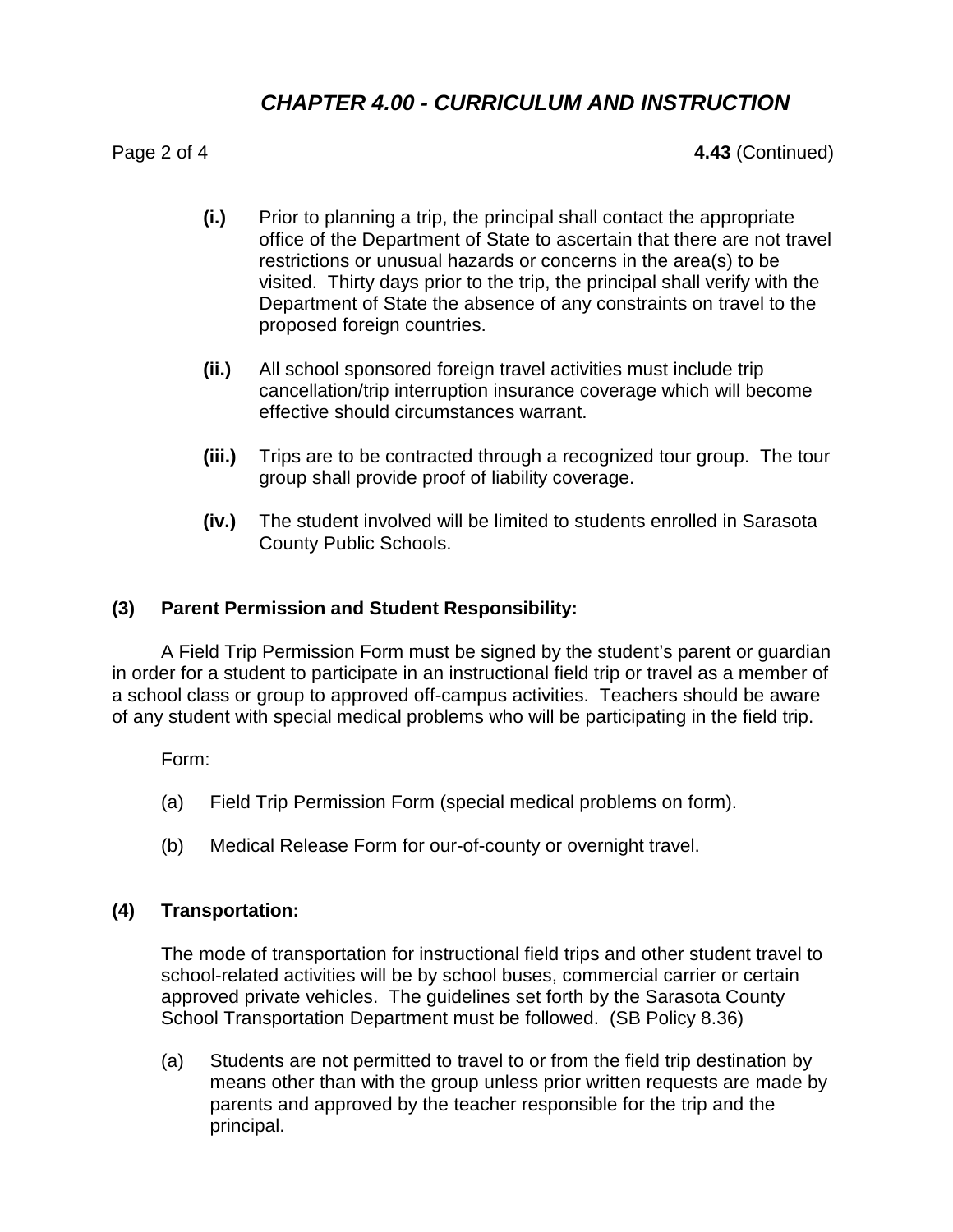**(i.)** Prior to planning a trip, the principal shall contact the appropriate office of the Department of State to ascertain that there are not travel restrictions or unusual hazards or concerns in the area(s) to be visited. Thirty days prior to the trip, the principal shall verify with the Department of State the absence of any constraints on travel to the proposed foreign countries.

**(ii.)** All school sponsored foreign travel activities must include trip cancellation/trip interruption insurance coverage which will become effective should circumstances warrant.

**(iii.)** Trips are to be contracted through a recognized tour group. The tour group shall provide proof of liability coverage.

**(iv.)** The student involved will be limited to students enrolled in Sarasota County Public Schools.

**(3) Parent Permission and Student Responsibility:**

A Field Trip Permission Form must be signed by the student's parent or guardian in order for a student to participate in an instructional field trip or travel as a member of a school class or group to approved off-campus activities. Teachers should be aware of any student with special medical problems who will be participating in the field trip.

Form:

(a) Field Trip Permission Form (special medical problems on form).

(b) Medical Release Form for our-of-county or overnight travel.

**(4) Transportation:**

The mode of transportation for instructional field trips and other student travel to school-related activities will be by school buses, commercial carrier or certain approved private vehicles. The guidelines set forth by the Sarasota County School Transportation Department must be followed. (SB Policy 8.36)

(a) Students are not permitted to travel to or from the field trip destination by means other than with the group unless prior written requests are made by parents and approved by the teacher responsible for the trip and the principal.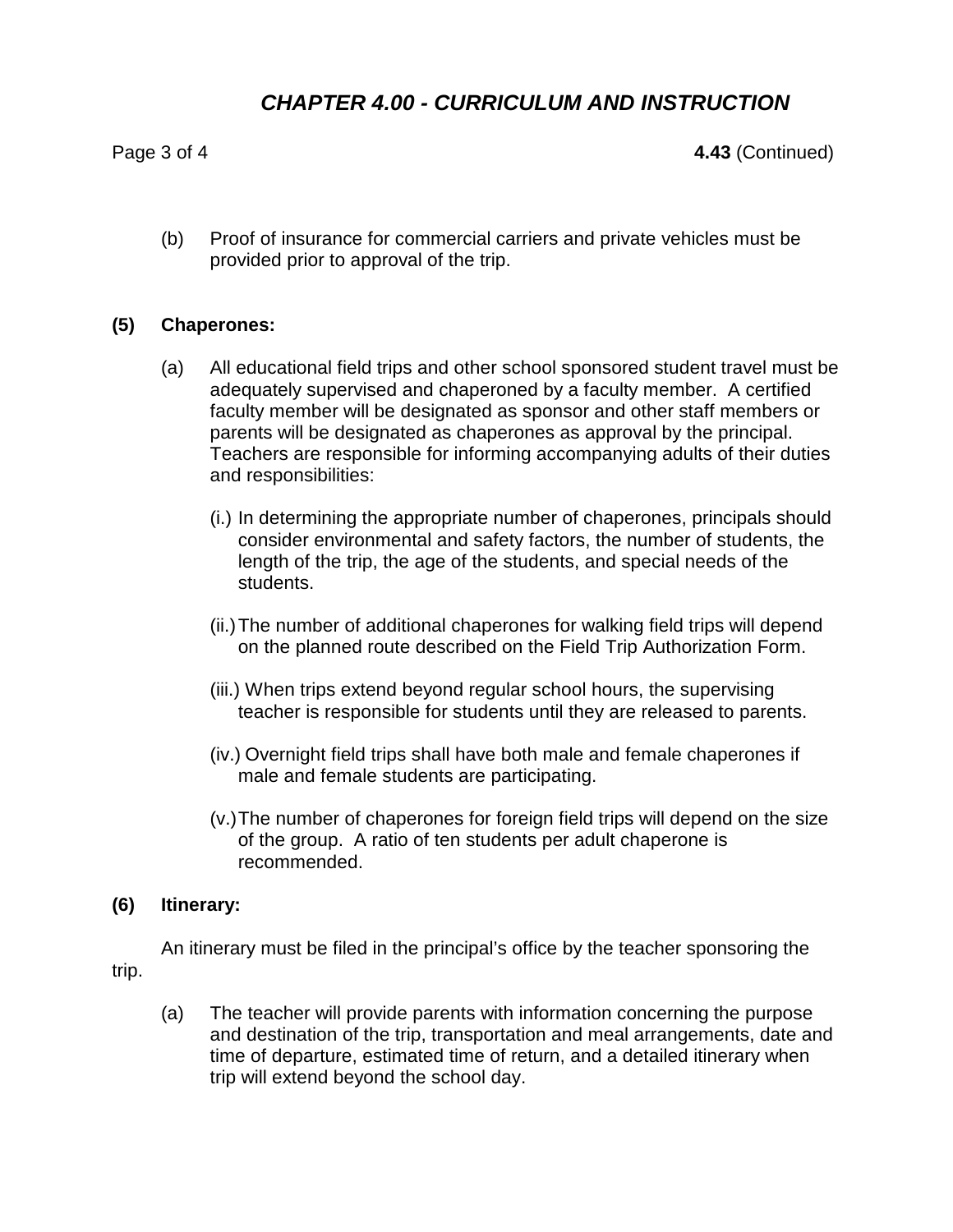(b) Proof of insurance for commercial carriers and private vehicles must be provided prior to approval of the trip.

**(5) Chaperones:**

(a) All educational field trips and other school sponsored student travel must be adequately supervised and chaperoned by a faculty member. A certified faculty member will be designated as sponsor and other staff members or parents will be designated as chaperones as approval by the principal. Teachers are responsible for informing accompanying adults of their duties and responsibilities:

(i.) In determining the appropriate number of chaperones, principals should consider environmental and safety factors, the number of students, the length of the trip, the age of the students, and special needs of the students.

(ii.) The number of additional chaperones for walking field trips will depend on the planned route described on the Field Trip Authorization Form.

(iii.) When trips extend beyond regular school hours, the supervising teacher is responsible for students until they are released to parents.

(iv.) Overnight field trips shall have both male and female chaperones if male and female students are participating.

(v.) The number of chaperones for foreign field trips will depend on the size of the group. A ratio of ten students per adult chaperone is recommended.

**(6) Itinerary:**

An itinerary must be filed in the principal's office by the teacher sponsoring the trip.

(a) The teacher will provide parents with information concerning the purpose and destination of the trip, transportation and meal arrangements, date and time of departure, estimated time of return, and a detailed itinerary when trip will extend beyond the school day.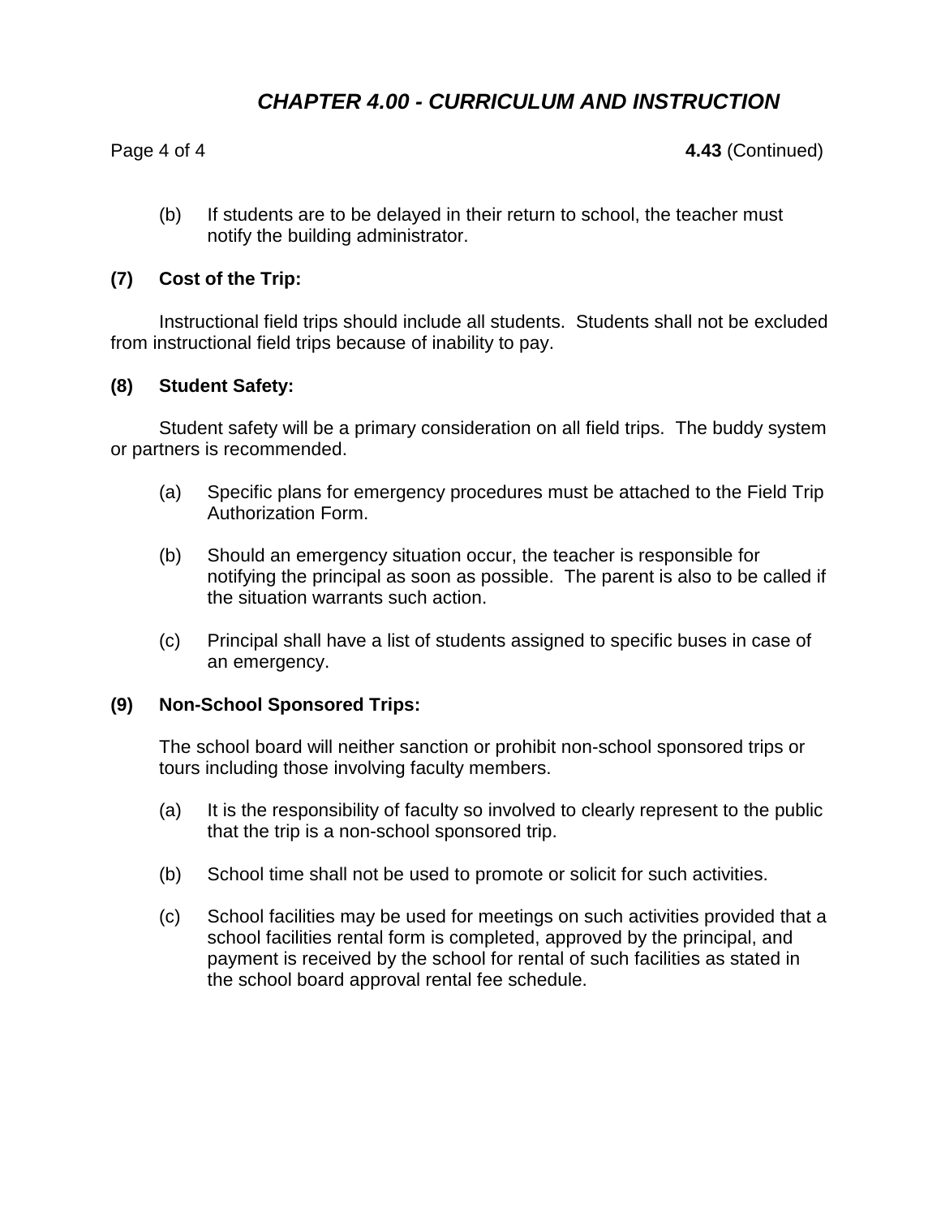# CHAPTER 4.00 - CURRICULUM AND INSTRUCTION

**4.43** (Continued)

(b) If students are to be delayed in their return to school, the teacher must notify the building administrator.

**(7) Cost of the Trip:**

Instructional field trips should include all students. Students shall not be excluded from instructional field trips because of inability to pay.

**(8) Student Safety:**

Student safety will be a primary consideration on all field trips. The buddy system or partners is recommended.

(a) Specific plans for emergency procedures must be attached to the Field Trip Authorization Form.

(b) Should an emergency situation occur, the teacher is responsible for notifying the principal as soon as possible. The parent is also to be called if the situation warrants such action.

(c) Principal shall have a list of students assigned to specific buses in case of an emergency.

**(9) Non-School Sponsored Trips:**

The school board will neither sanction or prohibit non-school sponsored trips or tours including those involving faculty members.

(a) It is the responsibility of faculty so involved to clearly represent to the public that the trip is a non-school sponsored trip.

(b) School time shall not be used to promote or solicit for such activities.

(c) School facilities may be used for meetings on such activities provided that a school facilities rental form is completed, approved by the principal, and payment is received by the school for rental of such facilities as stated in the school board approval rental fee schedule.